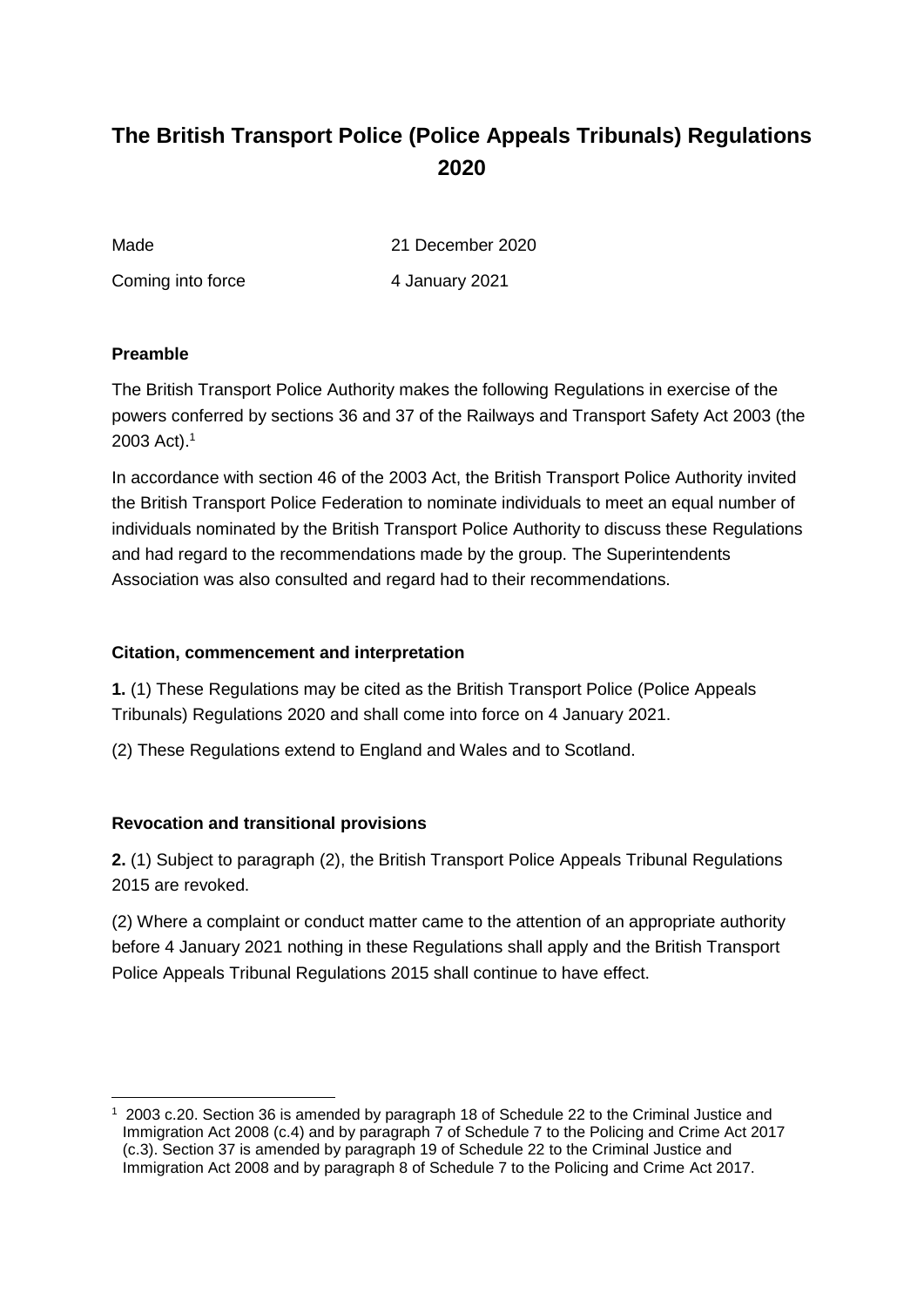# The British Transport Police (Police Appeals Tribunals) Regulations 2020

| | |
|---|---|
| Made | 21 December 2020 |
| Coming into force | 4 January 2021 |

**Preamble**

The British Transport Police Authority makes the following Regulations in exercise of the powers conferred by sections 36 and 37 of the Railways and Transport Safety Act 2003 (the 2003 Act).[1]

In accordance with section 46 of the 2003 Act, the British Transport Police Authority invited the British Transport Police Federation to nominate individuals to meet an equal number of individuals nominated by the British Transport Police Authority to discuss these Regulations and had regard to the recommendations made by the group. The Superintendents Association was also consulted and regard had to their recommendations.

**Citation, commencement and interpretation**

**1.** (1) These Regulations may be cited as the British Transport Police (Police Appeals Tribunals) Regulations 2020 and shall come into force on 4 January 2021.

(2) These Regulations extend to England and Wales and to Scotland.

**Revocation and transitional provisions**

**2.** (1) Subject to paragraph (2), the British Transport Police Appeals Tribunal Regulations 2015 are revoked.

(2) Where a complaint or conduct matter came to the attention of an appropriate authority before 4 January 2021 nothing in these Regulations shall apply and the British Transport Police Appeals Tribunal Regulations 2015 shall continue to have effect.

---

[1] 2003 c.20. Section 36 is amended by paragraph 18 of Schedule 22 to the Criminal Justice and Immigration Act 2008 (c.4) and by paragraph 7 of Schedule 7 to the Policing and Crime Act 2017 (c.3). Section 37 is amended by paragraph 19 of Schedule 22 to the Criminal Justice and Immigration Act 2008 and by paragraph 8 of Schedule 7 to the Policing and Crime Act 2017.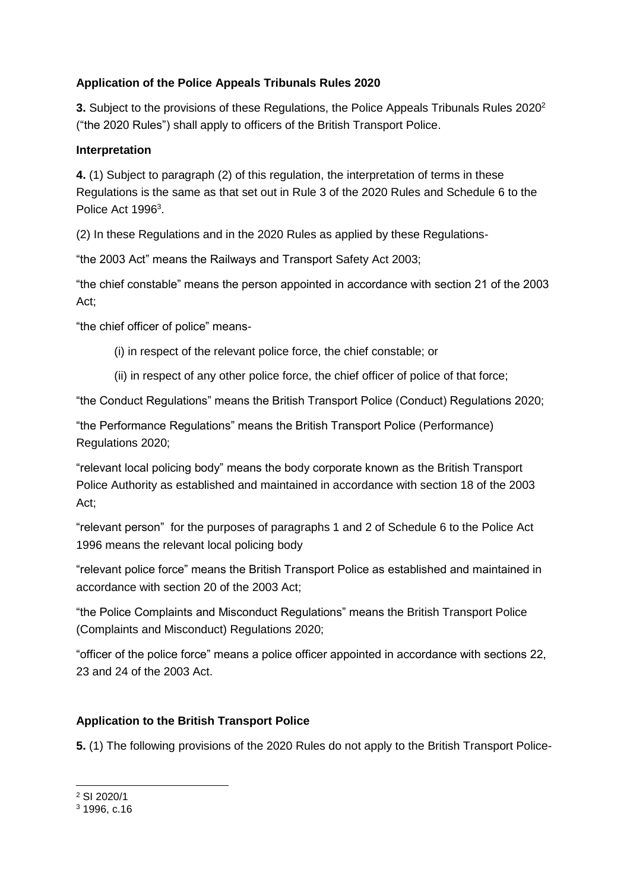**Application of the Police Appeals Tribunals Rules 2020**

**3.** Subject to the provisions of these Regulations, the Police Appeals Tribunals Rules 2020[2] ("the 2020 Rules") shall apply to officers of the British Transport Police.

**Interpretation**

**4.** (1) Subject to paragraph (2) of this regulation, the interpretation of terms in these Regulations is the same as that set out in Rule 3 of the 2020 Rules and Schedule 6 to the Police Act 1996[3].

(2) In these Regulations and in the 2020 Rules as applied by these Regulations-

"the 2003 Act" means the Railways and Transport Safety Act 2003;

"the chief constable" means the person appointed in accordance with section 21 of the 2003 Act;

"the chief officer of police" means-

(i) in respect of the relevant police force, the chief constable; or

(ii) in respect of any other police force, the chief officer of police of that force;

"the Conduct Regulations" means the British Transport Police (Conduct) Regulations 2020;

"the Performance Regulations" means the British Transport Police (Performance) Regulations 2020;

"relevant local policing body" means the body corporate known as the British Transport Police Authority as established and maintained in accordance with section 18 of the 2003 Act;

"relevant person" for the purposes of paragraphs 1 and 2 of Schedule 6 to the Police Act 1996 means the relevant local policing body

"relevant police force" means the British Transport Police as established and maintained in accordance with section 20 of the 2003 Act;

"the Police Complaints and Misconduct Regulations" means the British Transport Police (Complaints and Misconduct) Regulations 2020;

"officer of the police force" means a police officer appointed in accordance with sections 22, 23 and 24 of the 2003 Act.

**Application to the British Transport Police**

**5.** (1) The following provisions of the 2020 Rules do not apply to the British Transport Police-

---

[2] SI 2020/1

[3] 1996, c.16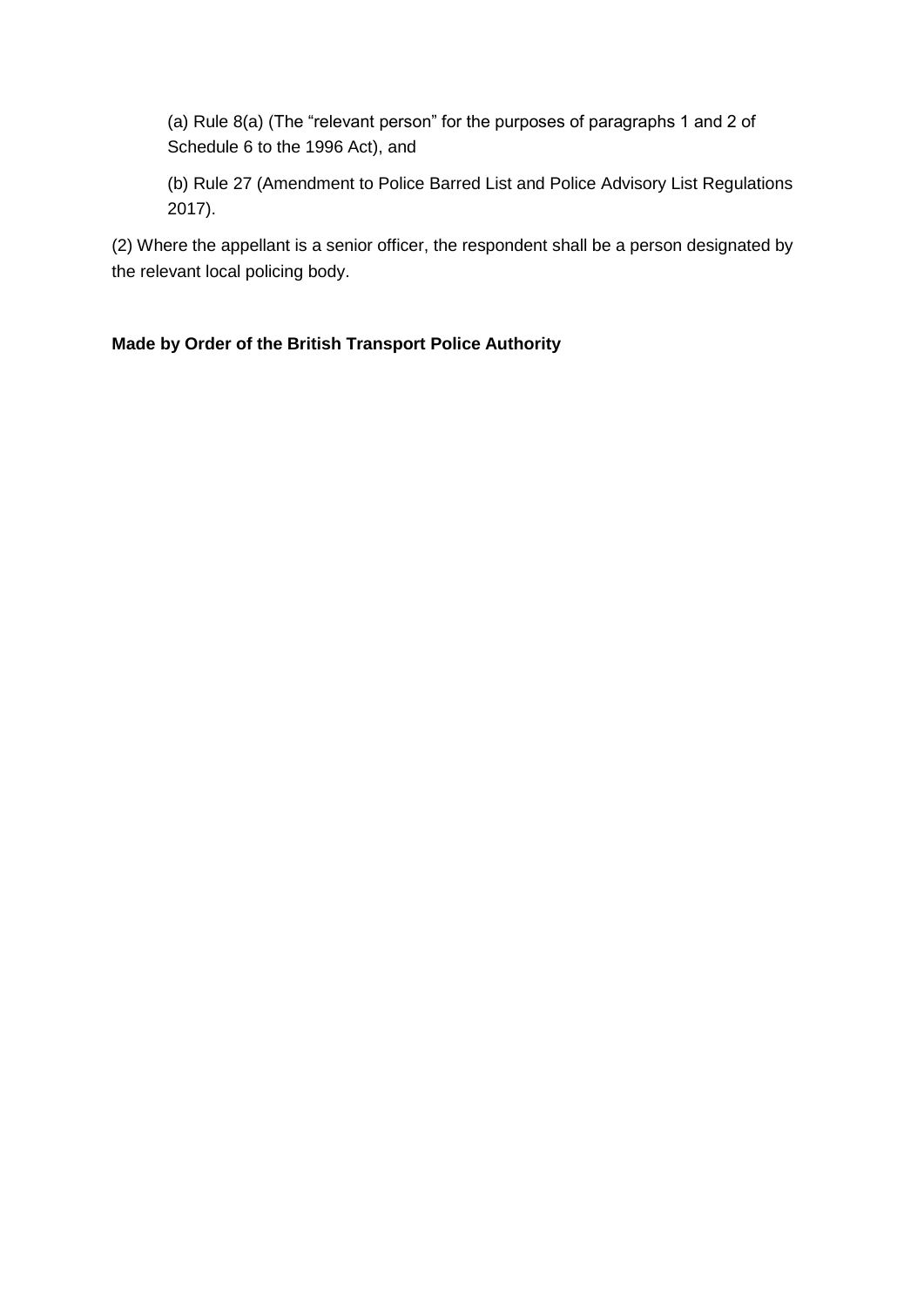(a) Rule 8(a) (The "relevant person" for the purposes of paragraphs 1 and 2 of Schedule 6 to the 1996 Act), and

(b) Rule 27 (Amendment to Police Barred List and Police Advisory List Regulations 2017).

(2) Where the appellant is a senior officer, the respondent shall be a person designated by the relevant local policing body.

**Made by Order of the British Transport Police Authority**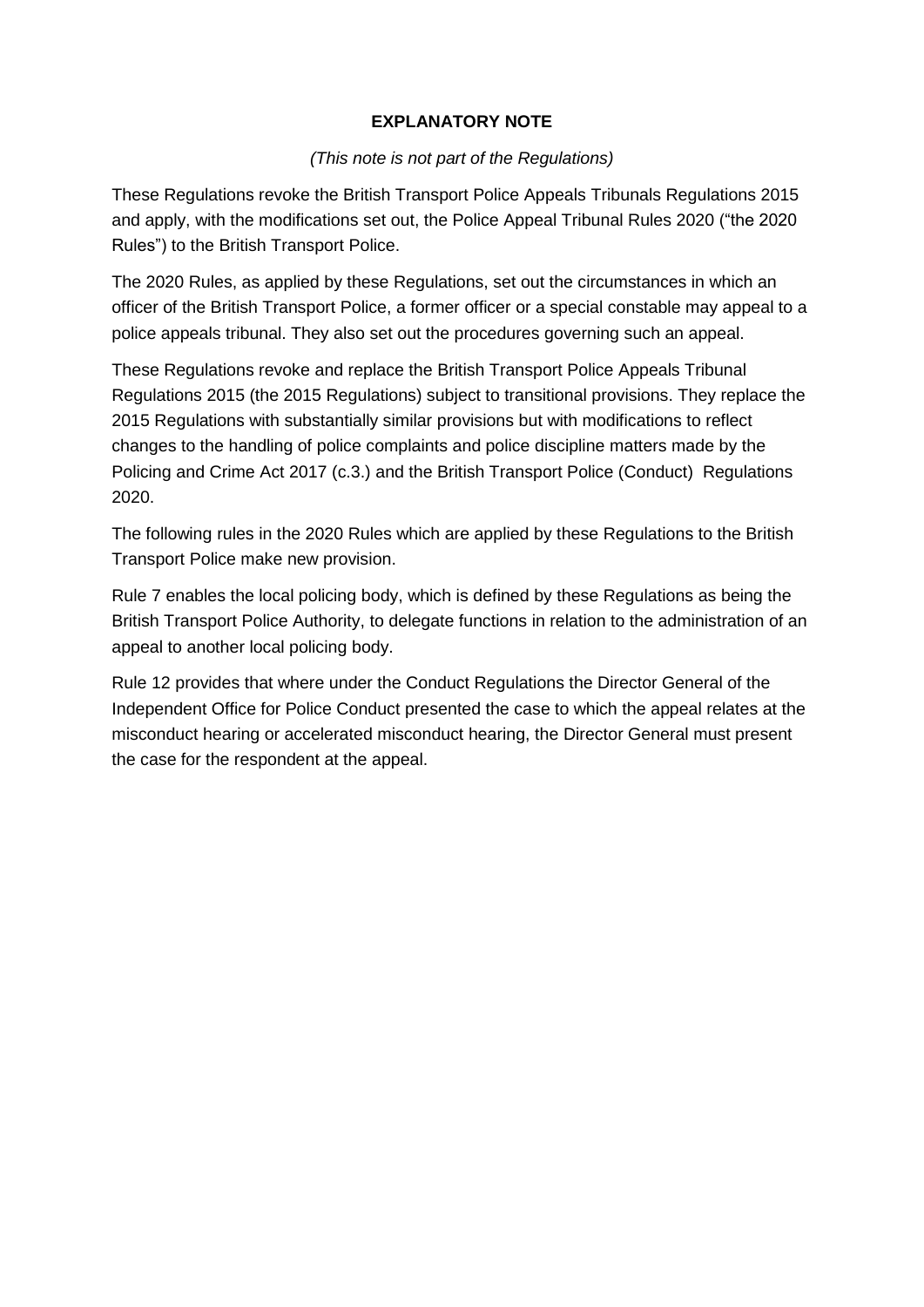## EXPLANATORY NOTE

*(This note is not part of the Regulations)*

These Regulations revoke the British Transport Police Appeals Tribunals Regulations 2015 and apply, with the modifications set out, the Police Appeal Tribunal Rules 2020 ("the 2020 Rules") to the British Transport Police.

The 2020 Rules, as applied by these Regulations, set out the circumstances in which an officer of the British Transport Police, a former officer or a special constable may appeal to a police appeals tribunal. They also set out the procedures governing such an appeal.

These Regulations revoke and replace the British Transport Police Appeals Tribunal Regulations 2015 (the 2015 Regulations) subject to transitional provisions. They replace the 2015 Regulations with substantially similar provisions but with modifications to reflect changes to the handling of police complaints and police discipline matters made by the Policing and Crime Act 2017 (c.3.) and the British Transport Police (Conduct) Regulations 2020.

The following rules in the 2020 Rules which are applied by these Regulations to the British Transport Police make new provision.

Rule 7 enables the local policing body, which is defined by these Regulations as being the British Transport Police Authority, to delegate functions in relation to the administration of an appeal to another local policing body.

Rule 12 provides that where under the Conduct Regulations the Director General of the Independent Office for Police Conduct presented the case to which the appeal relates at the misconduct hearing or accelerated misconduct hearing, the Director General must present the case for the respondent at the appeal.